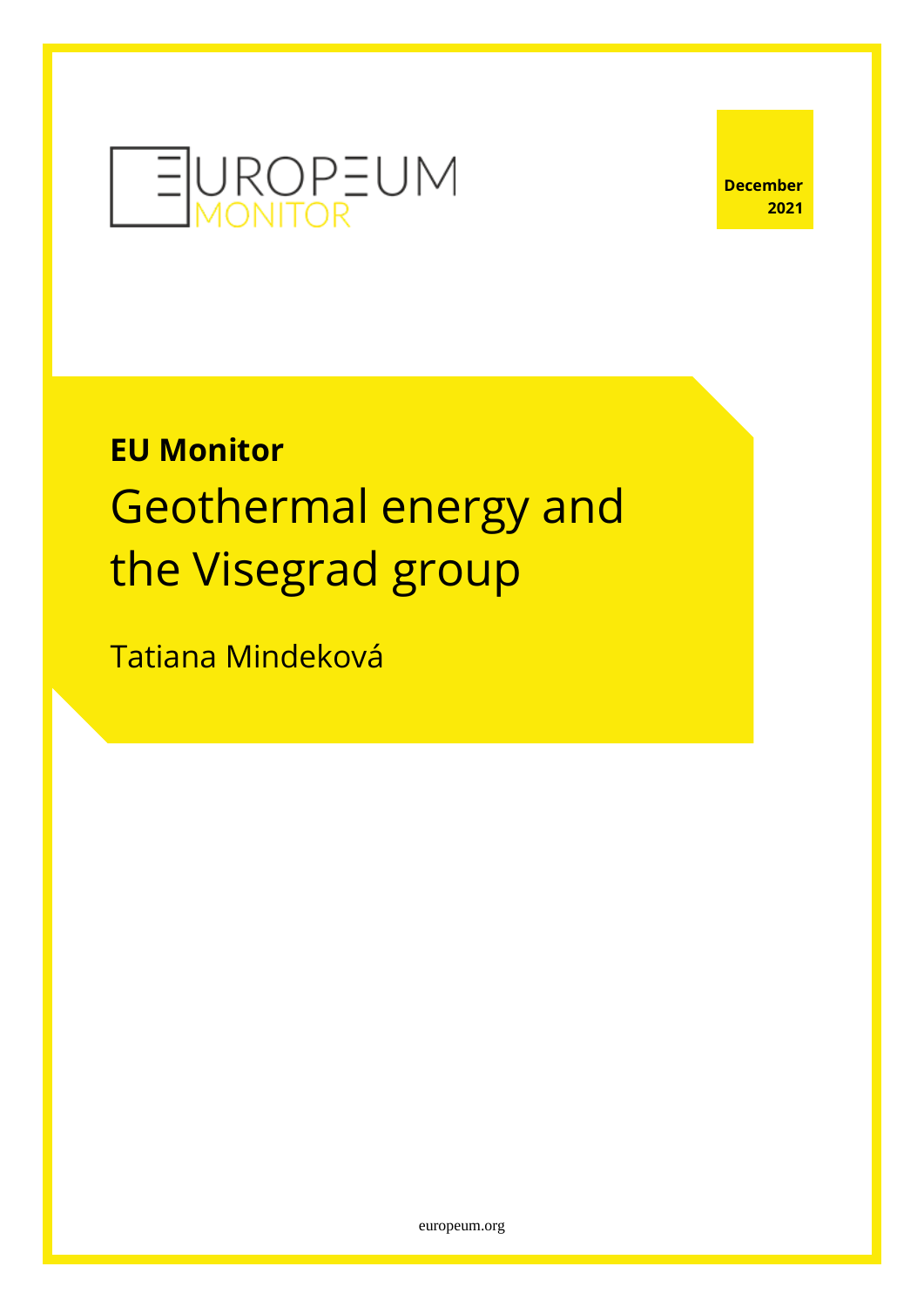EUROPEUM MONITOR

**December 2021**

**EU Monitor**

# Geothermal energy and the Visegrad group

Tatiana Mindeková

europeum.org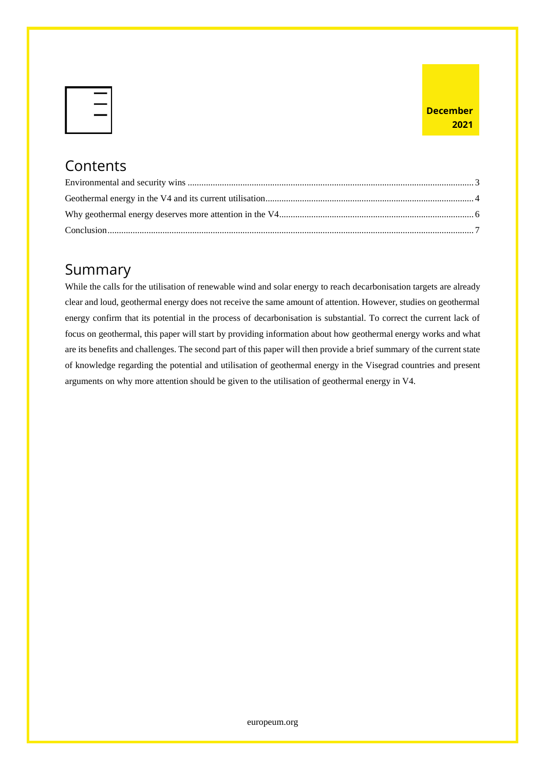## Contents

Environmental and security wins ........ 3

Geothermal energy in the V4 and its current utilisation ........ 4

Why geothermal energy deserves more attention in the V4 ........ 6

Conclusion ........ 7

## Summary

While the calls for the utilisation of renewable wind and solar energy to reach decarbonisation targets are already clear and loud, geothermal energy does not receive the same amount of attention. However, studies on geothermal energy confirm that its potential in the process of decarbonisation is substantial. To correct the current lack of focus on geothermal, this paper will start by providing information about how geothermal energy works and what are its benefits and challenges. The second part of this paper will then provide a brief summary of the current state of knowledge regarding the potential and utilisation of geothermal energy in the Visegrad countries and present arguments on why more attention should be given to the utilisation of geothermal energy in V4.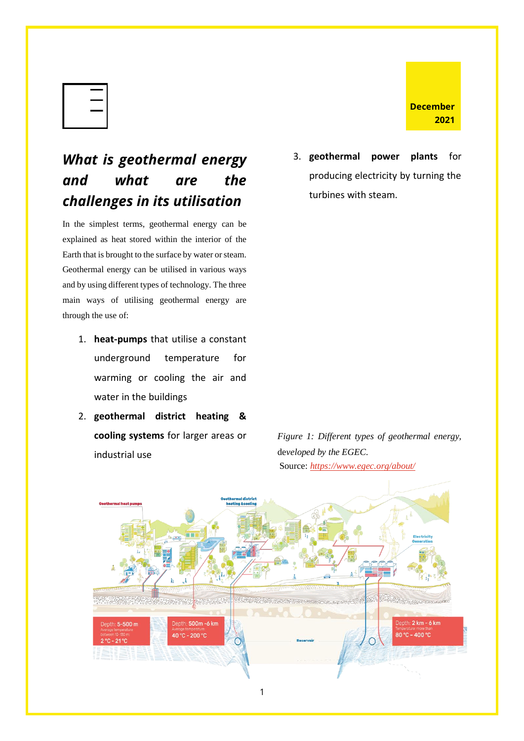December 2021

## *What is geothermal energy and what are the challenges in its utilisation*

In the simplest terms, geothermal energy can be explained as heat stored within the interior of the Earth that is brought to the surface by water or steam. Geothermal energy can be utilised in various ways and by using different types of technology. The three main ways of utilising geothermal energy are through the use of:

1. **heat-pumps** that utilise a constant underground temperature for warming or cooling the air and water in the buildings
2. **geothermal district heating & cooling systems** for larger areas or industrial use
3. **geothermal power plants** for producing electricity by turning the turbines with steam.

*Figure 1: Different types of geothermal energy, developed by the EGEC.*
Source: *https://www.egec.org/about/*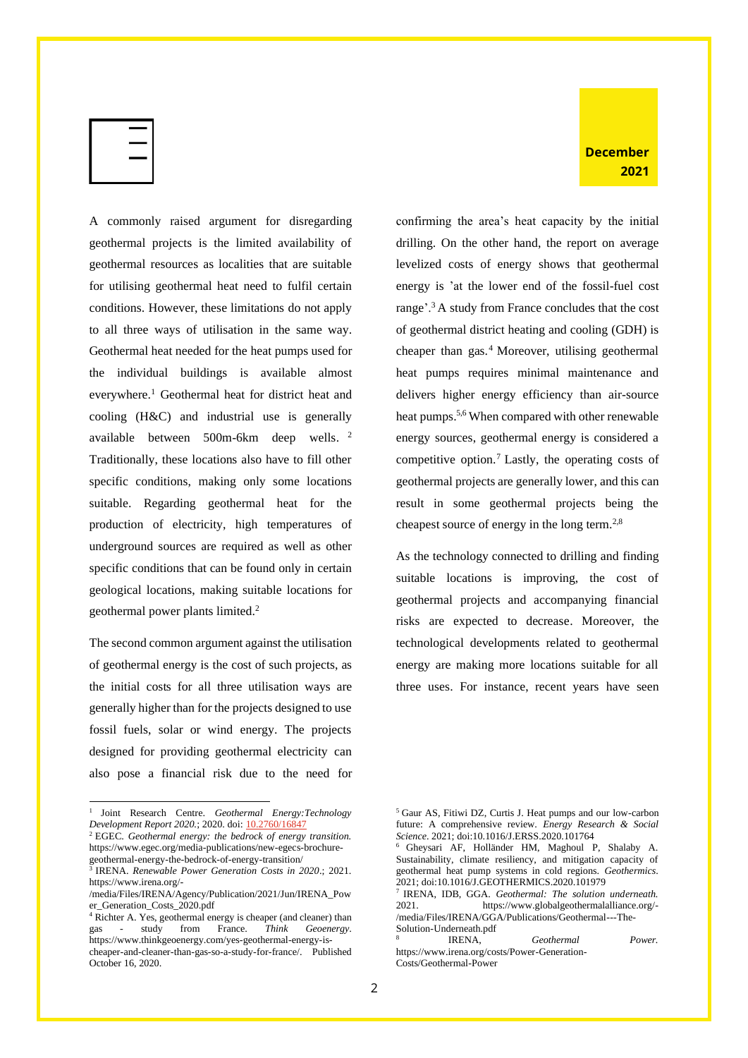A commonly raised argument for disregarding geothermal projects is the limited availability of geothermal resources as localities that are suitable for utilising geothermal heat need to fulfil certain conditions. However, these limitations do not apply to all three ways of utilisation in the same way. Geothermal heat needed for the heat pumps used for the individual buildings is available almost everywhere.[1] Geothermal heat for district heat and cooling (H&C) and industrial use is generally available between 500m-6km deep wells. [2] Traditionally, these locations also have to fill other specific conditions, making only some locations suitable. Regarding geothermal heat for the production of electricity, high temperatures of underground sources are required as well as other specific conditions that can be found only in certain geological locations, making suitable locations for geothermal power plants limited.[2]

The second common argument against the utilisation of geothermal energy is the cost of such projects, as the initial costs for all three utilisation ways are generally higher than for the projects designed to use fossil fuels, solar or wind energy. The projects designed for providing geothermal electricity can also pose a financial risk due to the need for confirming the area's heat capacity by the initial drilling. On the other hand, the report on average levelized costs of energy shows that geothermal energy is 'at the lower end of the fossil-fuel cost range'.[3] A study from France concludes that the cost of geothermal district heating and cooling (GDH) is cheaper than gas.[4] Moreover, utilising geothermal heat pumps requires minimal maintenance and delivers higher energy efficiency than air-source heat pumps.[5,6] When compared with other renewable energy sources, geothermal energy is considered a competitive option.[7] Lastly, the operating costs of geothermal projects are generally lower, and this can result in some geothermal projects being the cheapest source of energy in the long term.[2,8]

As the technology connected to drilling and finding suitable locations is improving, the cost of geothermal projects and accompanying financial risks are expected to decrease. Moreover, the technological developments related to geothermal energy are making more locations suitable for all three uses. For instance, recent years have seen

---

[1] Joint Research Centre. *Geothermal Energy:Technology Development Report 2020.*; 2020. doi: 10.2760/16847

[2] EGEC. *Geothermal energy: the bedrock of energy transition.* https://www.egec.org/media-publications/new-egecs-brochure-geothermal-energy-the-bedrock-of-energy-transition/

[3] IRENA. *Renewable Power Generation Costs in 2020*.; 2021. https://www.irena.org/-/media/Files/IRENA/Agency/Publication/2021/Jun/IRENA_Power_Generation_Costs_2020.pdf

[4] Richter A. Yes, geothermal energy is cheaper (and cleaner) than gas - study from France. *Think Geoenergy*. https://www.thinkgeoenergy.com/yes-geothermal-energy-is-cheaper-and-cleaner-than-gas-so-a-study-for-france/. Published October 16, 2020.

[5] Gaur AS, Fitiwi DZ, Curtis J. Heat pumps and our low-carbon future: A comprehensive review. *Energy Research & Social Science*. 2021; doi:10.1016/J.ERSS.2020.101764

[6] Gheysari AF, Holländer HM, Maghoul P, Shalaby A. Sustainability, climate resiliency, and mitigation capacity of geothermal heat pump systems in cold regions. *Geothermics*. 2021; doi:10.1016/J.GEOTHERMICS.2020.101979

[7] IRENA, IDB, GGA. *Geothermal: The solution underneath.* 2021. https://www.globalgeothermalalliance.org/-/media/Files/IRENA/GGA/Publications/Geothermal---The-Solution-Underneath.pdf

[8] IRENA, *Geothermal Power.* https://www.irena.org/costs/Power-Generation-Costs/Geothermal-Power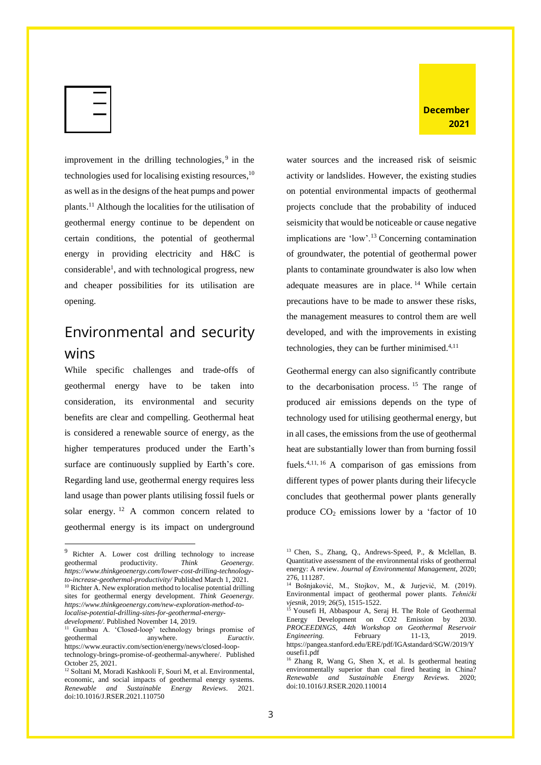improvement in the drilling technologies,[9] in the technologies used for localising existing resources,[10] as well as in the designs of the heat pumps and power plants.[11] Although the localities for the utilisation of geothermal energy continue to be dependent on certain conditions, the potential of geothermal energy in providing electricity and H&C is considerable[1], and with technological progress, new and cheaper possibilities for its utilisation are opening.

## Environmental and security wins

While specific challenges and trade-offs of geothermal energy have to be taken into consideration, its environmental and security benefits are clear and compelling. Geothermal heat is considered a renewable source of energy, as the higher temperatures produced under the Earth's surface are continuously supplied by Earth's core. Regarding land use, geothermal energy requires less land usage than power plants utilising fossil fuels or solar energy.[12] A common concern related to geothermal energy is its impact on underground water sources and the increased risk of seismic activity or landslides. However, the existing studies on potential environmental impacts of geothermal projects conclude that the probability of induced seismicity that would be noticeable or cause negative implications are 'low'.[13] Concerning contamination of groundwater, the potential of geothermal power plants to contaminate groundwater is also low when adequate measures are in place.[14] While certain precautions have to be made to answer these risks, the management measures to control them are well developed, and with the improvements in existing technologies, they can be further minimised.[4,11]

Geothermal energy can also significantly contribute to the decarbonisation process.[15] The range of produced air emissions depends on the type of technology used for utilising geothermal energy, but in all cases, the emissions from the use of geothermal heat are substantially lower than from burning fossil fuels.[4,11,16] A comparison of gas emissions from different types of power plants during their lifecycle concludes that geothermal power plants generally produce $CO_2$ emissions lower by a 'factor of 10

---

[9] Richter A. Lower cost drilling technology to increase geothermal productivity. *Think Geoenergy. https://www.thinkgeoenergy.com/lower-cost-drilling-technology-to-increase-geothermal-productivity/* Published March 1, 2021.

[10] Richter A. New exploration method to localise potential drilling sites for geothermal energy development. *Think Geoenergy. https://www.thinkgeoenergy.com/new-exploration-method-to-localise-potential-drilling-sites-for-geothermal-energy-development/*. Published November 14, 2019.

[11] Gumbau A. 'Closed-loop' technology brings promise of geothermal anywhere. *Euractiv*. https://www.euractiv.com/section/energy/news/closed-loop-technology-brings-promise-of-geothermal-anywhere/. Published October 25, 2021.

[12] Soltani M, Moradi Kashkooli F, Souri M, et al. Environmental, economic, and social impacts of geothermal energy systems. *Renewable and Sustainable Energy Reviews*. 2021. doi:10.1016/J.RSER.2021.110750

[13] Chen, S., Zhang, Q., Andrews-Speed, P., & Mclellan, B. Quantitative assessment of the environmental risks of geothermal energy: A review. *Journal of Environmental Management*, 2020; 276, 111287.

[14] Bošnjaković, M., Stojkov, M., & Jurjević, M. (2019). Environmental impact of geothermal power plants. *Tehnički vjesnik*, 2019; 26(5), 1515-1522.

[15] Yousefi H, Abbaspour A, Seraj H. The Role of Geothermal Energy Development on CO2 Emission by 2030. *PROCEEDINGS, 44th Workshop on Geothermal Reservoir Engineering.* February 11-13, 2019. https://pangea.stanford.edu/ERE/pdf/IGAstandard/SGW/2019/Yousefi1.pdf

[16] Zhang R, Wang G, Shen X, et al. Is geothermal heating environmentally superior than coal fired heating in China? *Renewable and Sustainable Energy Reviews.* 2020; doi:10.1016/J.RSER.2020.110014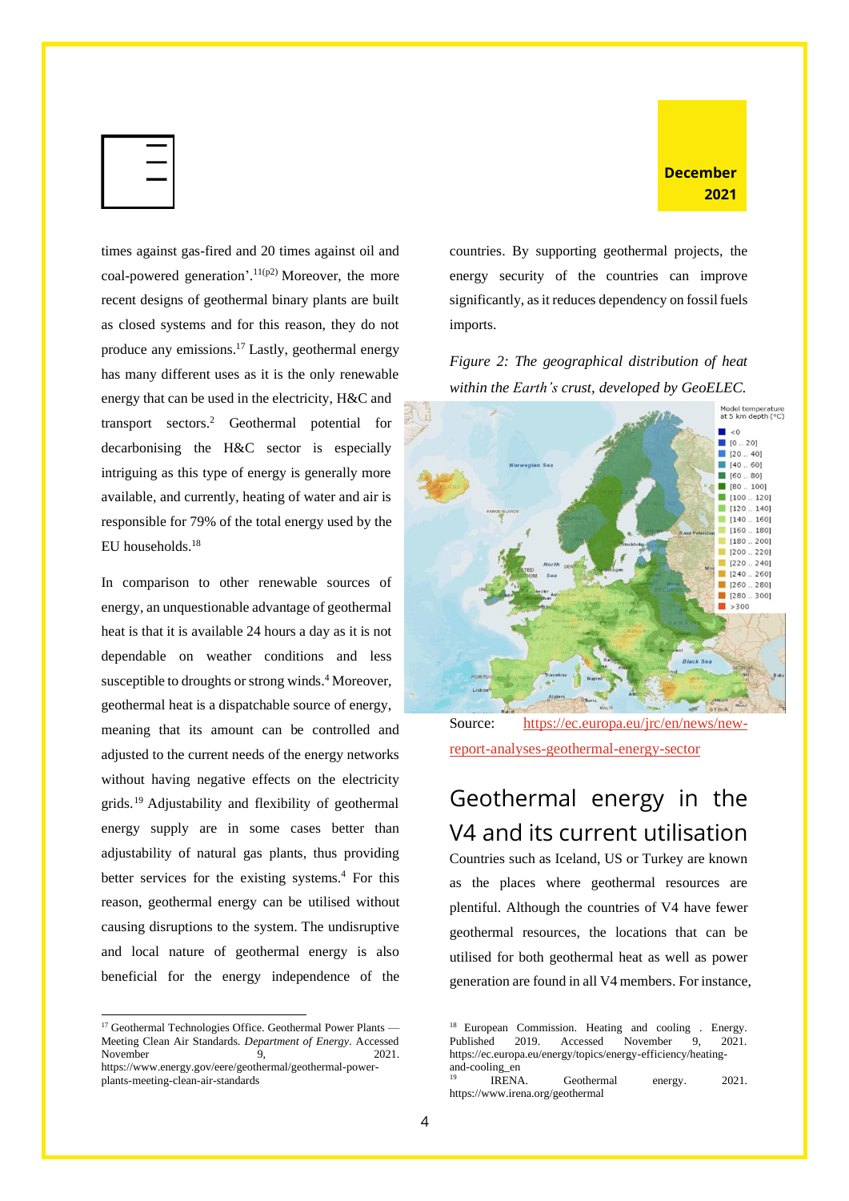times against gas-fired and 20 times against oil and coal-powered generation'.[11(p2)] Moreover, the more recent designs of geothermal binary plants are built as closed systems and for this reason, they do not produce any emissions.[17] Lastly, geothermal energy has many different uses as it is the only renewable energy that can be used in the electricity, H&C and transport sectors.[2] Geothermal potential for decarbonising the H&C sector is especially intriguing as this type of energy is generally more available, and currently, heating of water and air is responsible for 79% of the total energy used by the EU households.[18]

In comparison to other renewable sources of energy, an unquestionable advantage of geothermal heat is that it is available 24 hours a day as it is not dependable on weather conditions and less susceptible to droughts or strong winds.[4] Moreover, geothermal heat is a dispatchable source of energy, meaning that its amount can be controlled and adjusted to the current needs of the energy networks without having negative effects on the electricity grids.[19] Adjustability and flexibility of geothermal energy supply are in some cases better than adjustability of natural gas plants, thus providing better services for the existing systems.[4] For this reason, geothermal energy can be utilised without causing disruptions to the system. The undisruptive and local nature of geothermal energy is also beneficial for the energy independence of the countries. By supporting geothermal projects, the energy security of the countries can improve significantly, as it reduces dependency on fossil fuels imports.

*Figure 2: The geographical distribution of heat within the Earth's crust, developed by GeoELEC.*

Source: https://ec.europa.eu/jrc/en/news/new-report-analyses-geothermal-energy-sector

## Geothermal energy in the V4 and its current utilisation

Countries such as Iceland, US or Turkey are known as the places where geothermal resources are plentiful. Although the countries of V4 have fewer geothermal resources, the locations that can be utilised for both geothermal heat as well as power generation are found in all V4 members. For instance,

---

[17] Geothermal Technologies Office. Geothermal Power Plants — Meeting Clean Air Standards. *Department of Energy*. Accessed November 9, 2021. https://www.energy.gov/eere/geothermal/geothermal-power-plants-meeting-clean-air-standards

[18] European Commission. Heating and cooling . Energy. Published 2019. Accessed November 9, 2021. https://ec.europa.eu/energy/topics/energy-efficiency/heating-and-cooling_en

[19] IRENA. Geothermal energy. 2021. https://www.irena.org/geothermal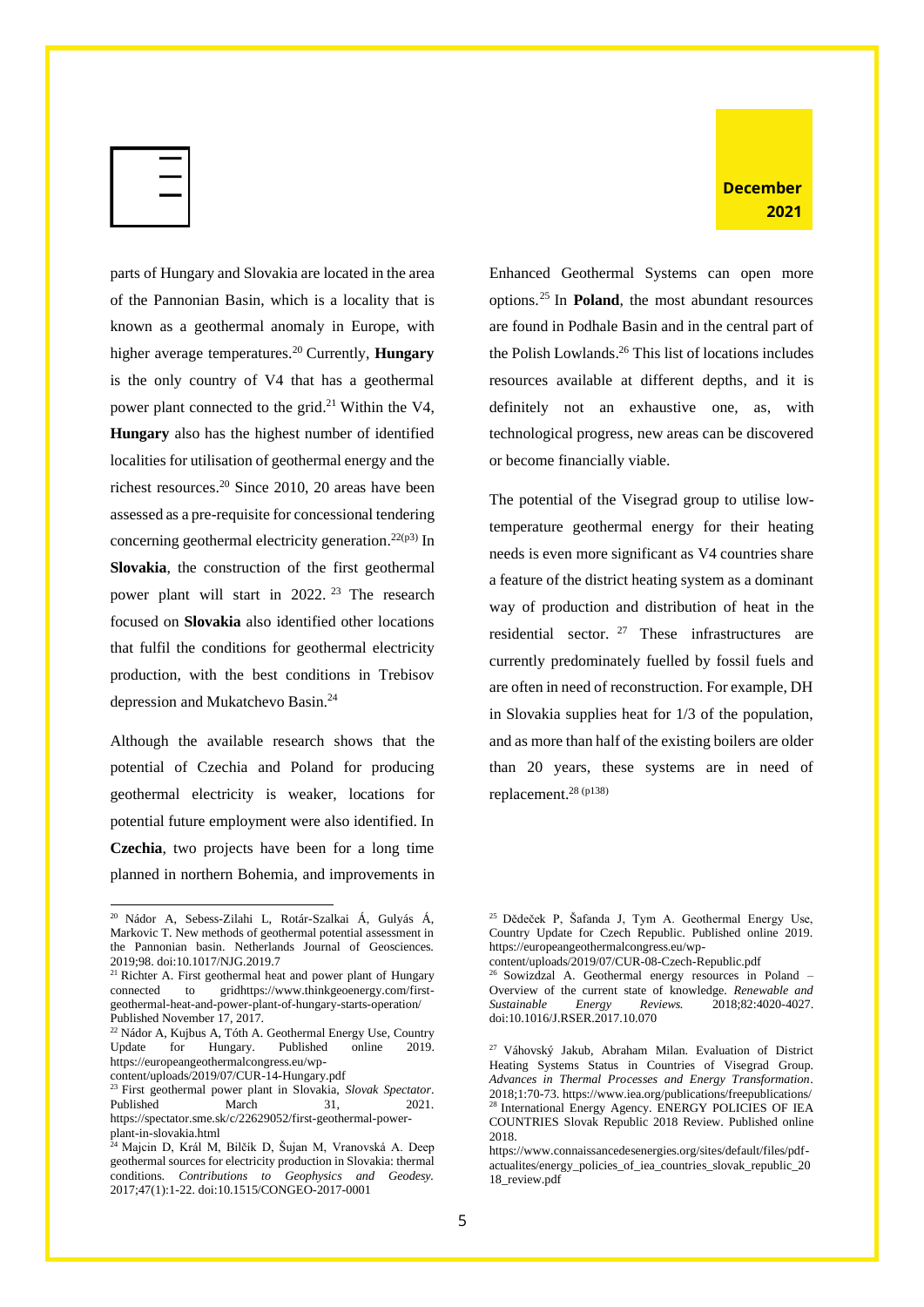parts of Hungary and Slovakia are located in the area of the Pannonian Basin, which is a locality that is known as a geothermal anomaly in Europe, with higher average temperatures.[20] Currently, **Hungary** is the only country of V4 that has a geothermal power plant connected to the grid.[21] Within the V4, **Hungary** also has the highest number of identified localities for utilisation of geothermal energy and the richest resources.[20] Since 2010, 20 areas have been assessed as a pre-requisite for concessional tendering concerning geothermal electricity generation.[22(p3)] In **Slovakia**, the construction of the first geothermal power plant will start in 2022.[23] The research focused on **Slovakia** also identified other locations that fulfil the conditions for geothermal electricity production, with the best conditions in Trebisov depression and Mukatchevo Basin.[24]

Although the available research shows that the potential of Czechia and Poland for producing geothermal electricity is weaker, locations for potential future employment were also identified. In **Czechia**, two projects have been for a long time planned in northern Bohemia, and improvements in Enhanced Geothermal Systems can open more options.[25] In **Poland**, the most abundant resources are found in Podhale Basin and in the central part of the Polish Lowlands.[26] This list of locations includes resources available at different depths, and it is definitely not an exhaustive one, as, with technological progress, new areas can be discovered or become financially viable.

The potential of the Visegrad group to utilise low-temperature geothermal energy for their heating needs is even more significant as V4 countries share a feature of the district heating system as a dominant way of production and distribution of heat in the residential sector.[27] These infrastructures are currently predominately fuelled by fossil fuels and are often in need of reconstruction. For example, DH in Slovakia supplies heat for 1/3 of the population, and as more than half of the existing boilers are older than 20 years, these systems are in need of replacement.[28 (p138)]

---

[20] Nádor A, Sebess-Zilahi L, Rotár-Szalkai Á, Gulyás Á, Markovic T. New methods of geothermal potential assessment in the Pannonian basin. Netherlands Journal of Geosciences. 2019;98. doi:10.1017/NJG.2019.7

[21] Richter A. First geothermal heat and power plant of Hungary connected to gridhttps://www.thinkgeoenergy.com/first-geothermal-heat-and-power-plant-of-hungary-starts-operation/ Published November 17, 2017.

[22] Nádor A, Kujbus A, Tóth A. Geothermal Energy Use, Country Update for Hungary. Published online 2019. https://europeangeothermalcongress.eu/wp-content/uploads/2019/07/CUR-14-Hungary.pdf

[23] First geothermal power plant in Slovakia, *Slovak Spectator*. Published March 31, 2021. https://spectator.sme.sk/c/22629052/first-geothermal-power-plant-in-slovakia.html

[24] Majcin D, Král M, Bilčík D, Šujan M, Vranovská A. Deep geothermal sources for electricity production in Slovakia: thermal conditions. *Contributions to Geophysics and Geodesy.* 2017;47(1):1-22. doi:10.1515/CONGEO-2017-0001

[25] Dědeček P, Šafanda J, Tym A. Geothermal Energy Use, Country Update for Czech Republic. Published online 2019. https://europeangeothermalcongress.eu/wp-content/uploads/2019/07/CUR-08-Czech-Republic.pdf

[26] Sowizdzal A. Geothermal energy resources in Poland – Overview of the current state of knowledge. *Renewable and Sustainable Energy Reviews.* 2018;82:4020-4027. doi:10.1016/J.RSER.2017.10.070

[27] Váhovský Jakub, Abraham Milan. Evaluation of District Heating Systems Status in Countries of Visegrad Group. *Advances in Thermal Processes and Energy Transformation*. 2018;1:70-73. https://www.iea.org/publications/freepublications/

[28] International Energy Agency. ENERGY POLICIES OF IEA COUNTRIES Slovak Republic 2018 Review. Published online 2018. https://www.connaissancedesenergies.org/sites/default/files/pdf-actualites/energy_policies_of_iea_countries_slovak_republic_2018_review.pdf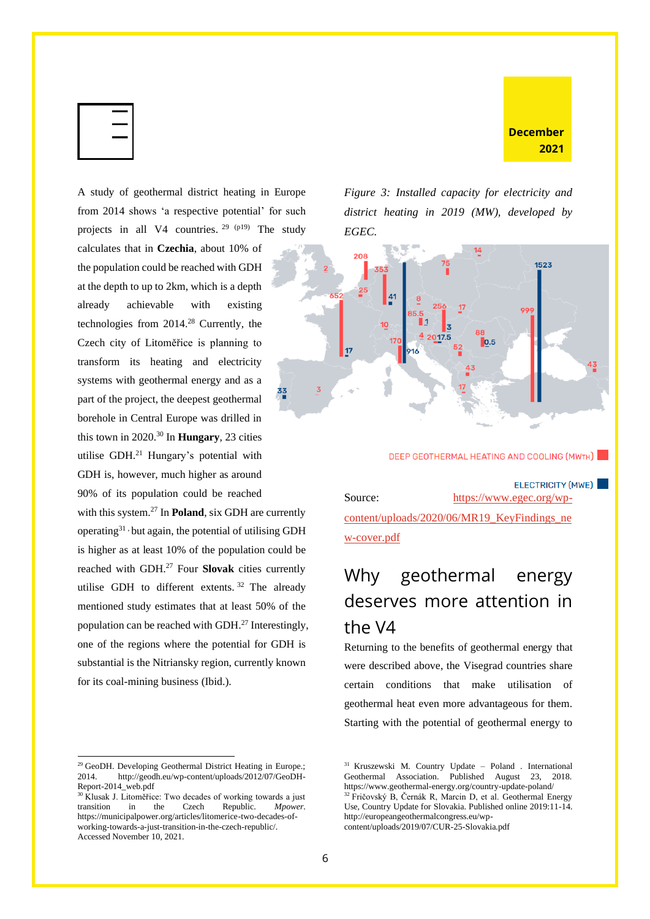A study of geothermal district heating in Europe from 2014 shows 'a respective potential' for such projects in all V4 countries. [29] (p19) The study calculates that in **Czechia**, about 10% of the population could be reached with GDH at the depth to up to 2km, which is a depth already achievable with existing technologies from 2014.[28] Currently, the Czech city of Litoměřice is planning to transform its heating and electricity systems with geothermal energy and as a part of the project, the deepest geothermal borehole in Central Europe was drilled in this town in 2020.[30] In **Hungary**, 23 cities utilise GDH.[21] Hungary's potential with GDH is, however, much higher as around 90% of its population could be reached with this system.[27] In **Poland**, six GDH are currently operating[31] but again, the potential of utilising GDH is higher as at least 10% of the population could be reached with GDH.[27] Four **Slovak** cities currently utilise GDH to different extents.[32] The already mentioned study estimates that at least 50% of the population can be reached with GDH.[27] Interestingly, one of the regions where the potential for GDH is substantial is the Nitriansky region, currently known for its coal-mining business (Ibid.).

*Figure 3: Installed capacity for electricity and district heating in 2019 (MW), developed by EGEC.*

DEEP GEOTHERMAL HEATING AND COOLING (MWTH)

ELECTRICITY (MWE)

Source: [https://www.egec.org/wp-content/uploads/2020/06/MR19_KeyFindings_new-cover.pdf](https://www.egec.org/wp-content/uploads/2020/06/MR19_KeyFindings_new-cover.pdf)

## Why geothermal energy deserves more attention in the V4

Returning to the benefits of geothermal energy that were described above, the Visegrad countries share certain conditions that make utilisation of geothermal heat even more advantageous for them. Starting with the potential of geothermal energy to

---

[29] GeoDH. Developing Geothermal District Heating in Europe.; 2014. http://geodh.eu/wp-content/uploads/2012/07/GeoDH-Report-2014_web.pdf

[30] Klusak J. Litoměřice: Two decades of working towards a just transition in the Czech Republic. *Mpower.* https://municipalpower.org/articles/litomerice-two-decades-of-working-towards-a-just-transition-in-the-czech-republic/. Accessed November 10, 2021.

[31] Kruszewski M. Country Update – Poland . International Geothermal Association. Published August 23, 2018. https://www.geothermal-energy.org/country-update-poland/

[32] Fričovský B, Černák R, Marcin D, et al. Geothermal Energy Use, Country Update for Slovakia. Published online 2019:11-14. http://europeangeothermalcongress.eu/wp-content/uploads/2019/07/CUR-25-Slovakia.pdf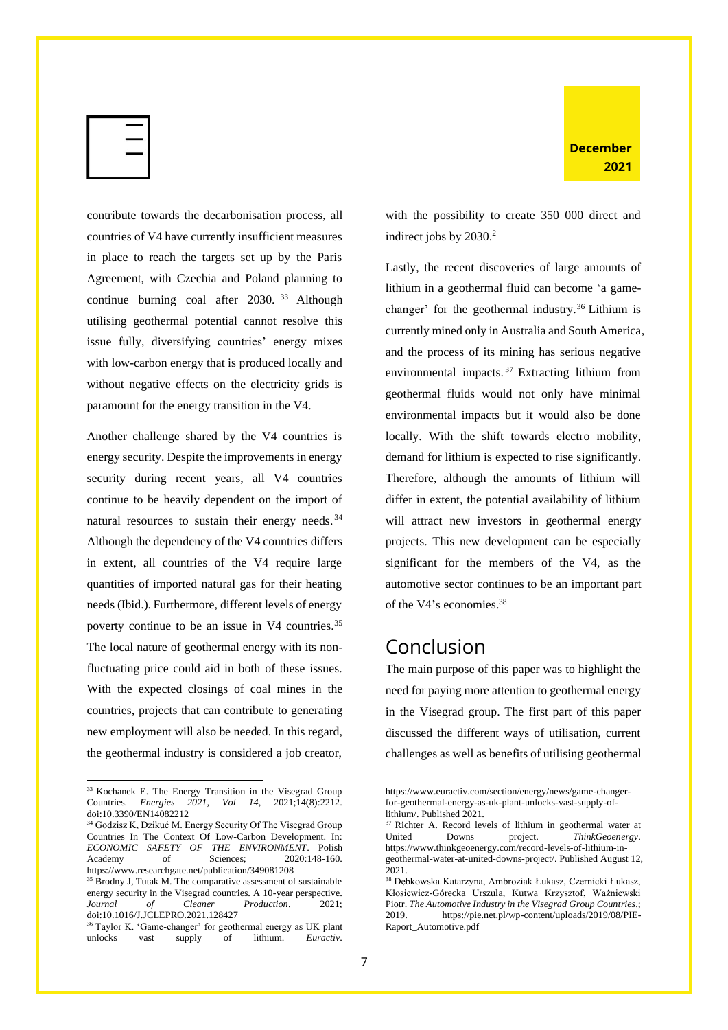contribute towards the decarbonisation process, all countries of V4 have currently insufficient measures in place to reach the targets set up by the Paris Agreement, with Czechia and Poland planning to continue burning coal after 2030.[33] Although utilising geothermal potential cannot resolve this issue fully, diversifying countries' energy mixes with low-carbon energy that is produced locally and without negative effects on the electricity grids is paramount for the energy transition in the V4.

Another challenge shared by the V4 countries is energy security. Despite the improvements in energy security during recent years, all V4 countries continue to be heavily dependent on the import of natural resources to sustain their energy needs.[34] Although the dependency of the V4 countries differs in extent, all countries of the V4 require large quantities of imported natural gas for their heating needs (Ibid.). Furthermore, different levels of energy poverty continue to be an issue in V4 countries.[35] The local nature of geothermal energy with its non-fluctuating price could aid in both of these issues. With the expected closings of coal mines in the countries, projects that can contribute to generating new employment will also be needed. In this regard, the geothermal industry is considered a job creator, with the possibility to create 350 000 direct and indirect jobs by 2030.[2]

Lastly, the recent discoveries of large amounts of lithium in a geothermal fluid can become 'a game-changer' for the geothermal industry.[36] Lithium is currently mined only in Australia and South America, and the process of its mining has serious negative environmental impacts.[37] Extracting lithium from geothermal fluids would not only have minimal environmental impacts but it would also be done locally. With the shift towards electro mobility, demand for lithium is expected to rise significantly. Therefore, although the amounts of lithium will differ in extent, the potential availability of lithium will attract new investors in geothermal energy projects. This new development can be especially significant for the members of the V4, as the automotive sector continues to be an important part of the V4's economies.[38]

## Conclusion

The main purpose of this paper was to highlight the need for paying more attention to geothermal energy in the Visegrad group. The first part of this paper discussed the different ways of utilisation, current challenges as well as benefits of utilising geothermal

---

[33] Kochanek E. The Energy Transition in the Visegrad Group Countries. *Energies 2021, Vol 14*, 2021;14(8):2212. doi:10.3390/EN14082212

[34] Godzisz K, Dzikuć M. Energy Security Of The Visegrad Group Countries In The Context Of Low-Carbon Development. In: *ECONOMIC SAFETY OF THE ENVIRONMENT*. Polish Academy of Sciences; 2020:148-160. https://www.researchgate.net/publication/349081208

[35] Brodny J, Tutak M. The comparative assessment of sustainable energy security in the Visegrad countries. A 10-year perspective. *Journal of Cleaner Production*. 2021; doi:10.1016/J.JCLEPRO.2021.128427

[36] Taylor K. 'Game-changer' for geothermal energy as UK plant unlocks vast supply of lithium. *Euractiv*. https://www.euractiv.com/section/energy/news/game-changer-for-geothermal-energy-as-uk-plant-unlocks-vast-supply-of-lithium/. Published 2021.

[37] Richter A. Record levels of lithium in geothermal water at United Downs project. *ThinkGeoenergy*. https://www.thinkgeoenergy.com/record-levels-of-lithium-in-geothermal-water-at-united-downs-project/. Published August 12, 2021.

[38] Dębkowska Katarzyna, Ambroziak Łukasz, Czernicki Łukasz, Kłosiewicz-Górecka Urszula, Kutwa Krzysztof, Ważniewski Piotr. *The Automotive Industry in the Visegrad Group Countries*.; 2019. https://pie.net.pl/wp-content/uploads/2019/08/PIE-Raport_Automotive.pdf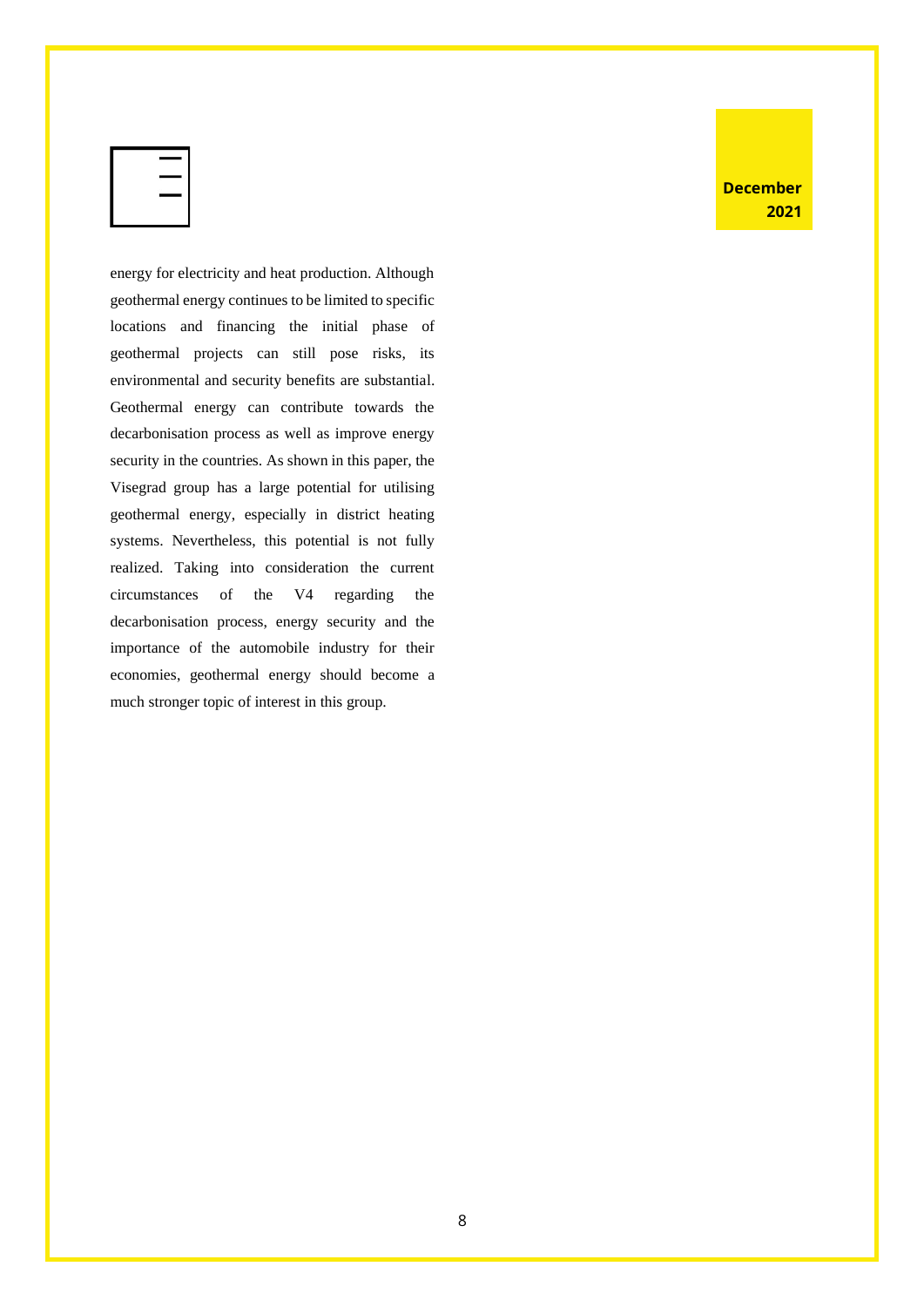energy for electricity and heat production. Although geothermal energy continues to be limited to specific locations and financing the initial phase of geothermal projects can still pose risks, its environmental and security benefits are substantial. Geothermal energy can contribute towards the decarbonisation process as well as improve energy security in the countries. As shown in this paper, the Visegrad group has a large potential for utilising geothermal energy, especially in district heating systems. Nevertheless, this potential is not fully realized. Taking into consideration the current circumstances of the V4 regarding the decarbonisation process, energy security and the importance of the automobile industry for their economies, geothermal energy should become a much stronger topic of interest in this group.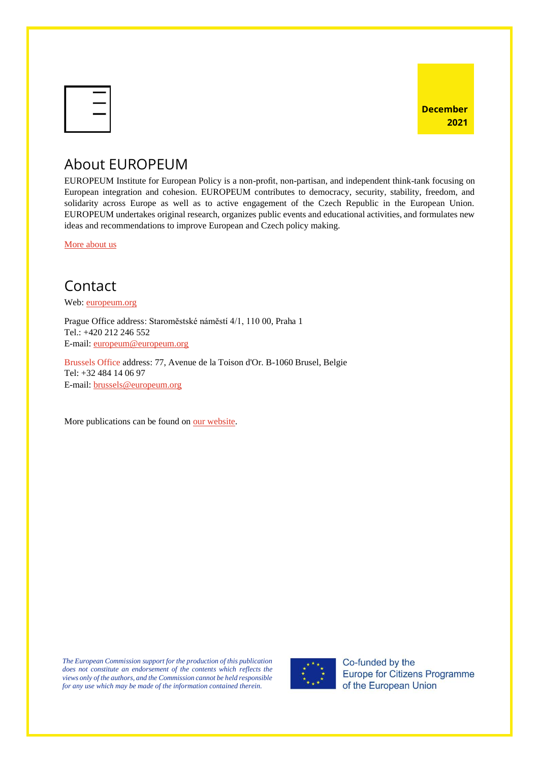**December 2021**

## About EUROPEUM

EUROPEUM Institute for European Policy is a non-profit, non-partisan, and independent think-tank focusing on European integration and cohesion. EUROPEUM contributes to democracy, security, stability, freedom, and solidarity across Europe as well as to active engagement of the Czech Republic in the European Union. EUROPEUM undertakes original research, organizes public events and educational activities, and formulates new ideas and recommendations to improve European and Czech policy making.

More about us

## Contact

Web: europeum.org

Prague Office address: Staroměstské náměstí 4/1, 110 00, Praha 1
Tel.: +420 212 246 552
E-mail: europeum@europeum.org

Brussels Office address: 77, Avenue de la Toison d'Or. B-1060 Brusel, Belgie
Tel: +32 484 14 06 97
E-mail: brussels@europeum.org

More publications can be found on our website.

*The European Commission support for the production of this publication does not constitute an endorsement of the contents which reflects the views only of the authors, and the Commission cannot be held responsible for any use which may be made of the information contained therein.*

Co-funded by the
Europe for Citizens Programme
of the European Union